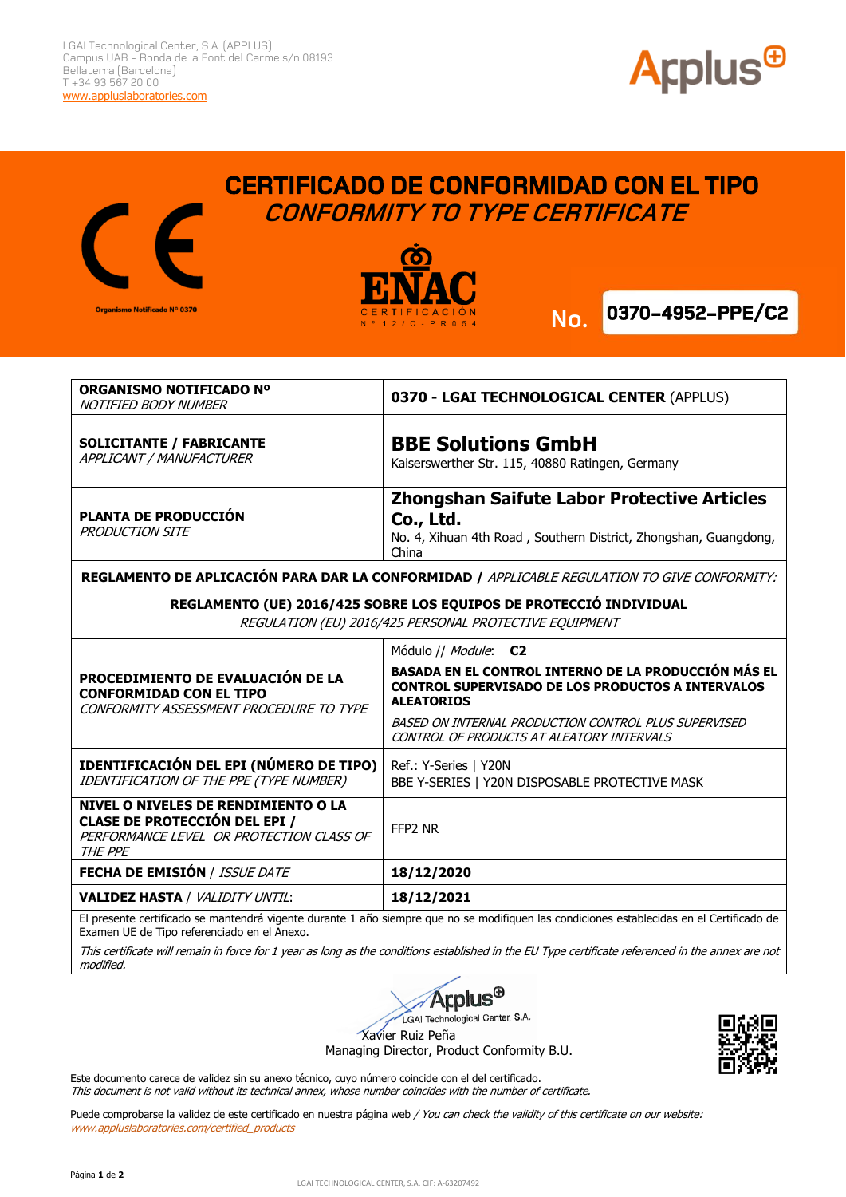LGAI Technological Center, S.A. (APPLUS)
Campus UAB - Ronda de la Font del Carme s/n 08193
Bellaterra (Barcelona)
T +34 93 567 20 00
www.appluslaboratories.com

# CERTIFICADO DE CONFORMIDAD CON EL TIPO
## *CONFORMITY TO TYPE CERTIFICATE*

Organismo Notificado Nº 0370

ENAC CERTIFICACIÓN Nº 12/C-PR054

**No. 0370-4952-PPE/C2**

| | |
|---|---|
| **ORGANISMO NOTIFICADO Nº** *NOTIFIED BODY NUMBER* | **0370 - LGAI TECHNOLOGICAL CENTER** (APPLUS) |
| **SOLICITANTE / FABRICANTE** *APPLICANT / MANUFACTURER* | **BBE Solutions GmbH** Kaiserswerther Str. 115, 40880 Ratingen, Germany |
| **PLANTA DE PRODUCCIÓN** *PRODUCTION SITE* | **Zhongshan Saifute Labor Protective Articles Co., Ltd.** No. 4, Xihuan 4th Road , Southern District, Zhongshan, Guangdong, China |
| **REGLAMENTO DE APLICACIÓN PARA DAR LA CONFORMIDAD** / *APPLICABLE REGULATION TO GIVE CONFORMITY:* **REGLAMENTO (UE) 2016/425 SOBRE LOS EQUIPOS DE PROTECCIÓ INDIVIDUAL** *REGULATION (EU) 2016/425 PERSONAL PROTECTIVE EQUIPMENT* | |
| **PROCEDIMIENTO DE EVALUACIÓN DE LA CONFORMIDAD CON EL TIPO** *CONFORMITY ASSESSMENT PROCEDURE TO TYPE* | Módulo // *Module*: **C2** **BASADA EN EL CONTROL INTERNO DE LA PRODUCCIÓN MÁS EL CONTROL SUPERVISADO DE LOS PRODUCTOS A INTERVALOS ALEATORIOS** *BASED ON INTERNAL PRODUCTION CONTROL PLUS SUPERVISED CONTROL OF PRODUCTS AT ALEATORY INTERVALS* |
| **IDENTIFICACIÓN DEL EPI (NÚMERO DE TIPO)** *IDENTIFICATION OF THE PPE (TYPE NUMBER)* | Ref.: Y-Series \| Y20N BBE Y-SERIES \| Y20N DISPOSABLE PROTECTIVE MASK |
| **NIVEL O NIVELES DE RENDIMIENTO O LA CLASE DE PROTECCIÓN DEL EPI /** *PERFORMANCE LEVEL OR PROTECTION CLASS OF THE PPE* | FFP2 NR |
| **FECHA DE EMISIÓN** / *ISSUE DATE* | **18/12/2020** |
| **VALIDEZ HASTA** / *VALIDITY UNTIL*: | **18/12/2021** |

El presente certificado se mantendrá vigente durante 1 año siempre que no se modifiquen las condiciones establecidas en el Certificado de Examen UE de Tipo referenciado en el Anexo.

*This certificate will remain in force for 1 year as long as the conditions established in the EU Type certificate referenced in the annex are not modified.*

Applus LGAI Technological Center, S.A.
Xavier Ruiz Peña
Managing Director, Product Conformity B.U.

Este documento carece de validez sin su anexo técnico, cuyo número coincide con el del certificado.
*This document is not valid without its technical annex, whose number coincides with the number of certificate.*

Puede comprobarse la validez de este certificado en nuestra página web / *You can check the validity of this certificate on our website:*
*www.appluslaboratories.com/certified_products*

LGAI TECHNOLOGICAL CENTER, S.A. CIF: A-63207492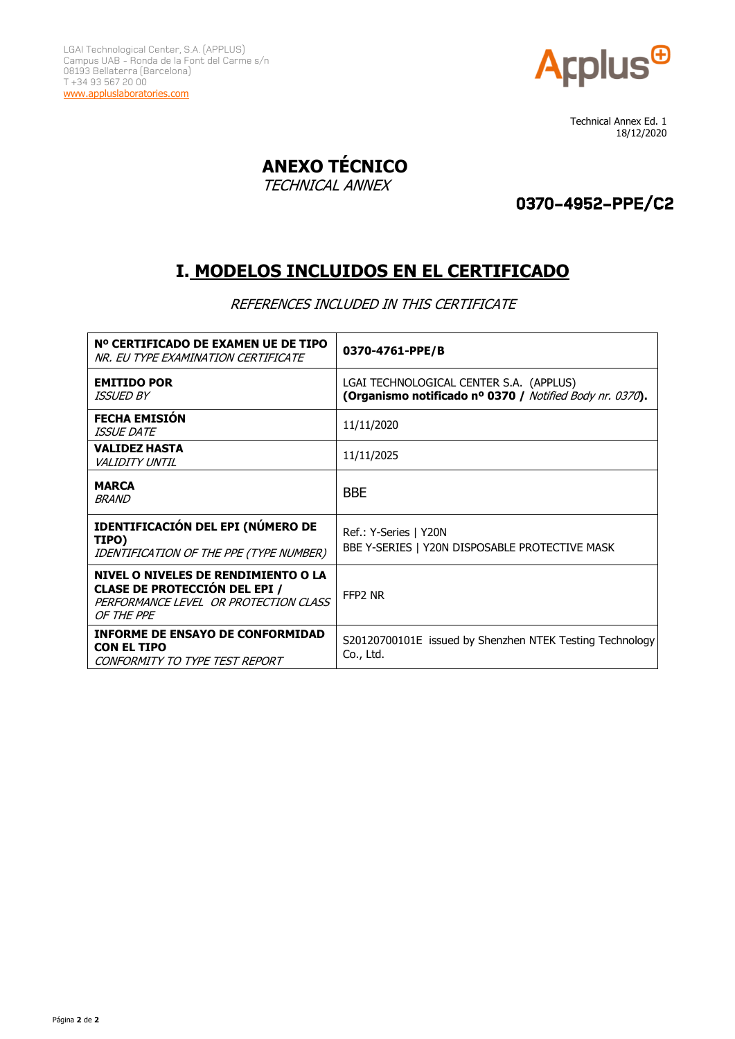LGAI Technological Center, S.A. (APPLUS)
Campus UAB - Ronda de la Font del Carme s/n
08193 Bellaterra (Barcelona)
T +34 93 567 20 00
[www.appluslaboratories.com](www.appluslaboratories.com)

Technical Annex Ed. 1
18/12/2020

# ANEXO TÉCNICO

*TECHNICAL ANNEX*

**0370-4952-PPE/C2**

## I. MODELOS INCLUIDOS EN EL CERTIFICADO

*REFERENCES INCLUDED IN THIS CERTIFICATE*

| | |
|---|---|
| **Nº CERTIFICADO DE EXAMEN UE DE TIPO** *NR. EU TYPE EXAMINATION CERTIFICATE* | **0370-4761-PPE/B** |
| **EMITIDO POR** *ISSUED BY* | LGAI TECHNOLOGICAL CENTER S.A. (APPLUS) **(Organismo notificado nº 0370 /** *Notified Body nr. 0370***).** |
| **FECHA EMISIÓN** *ISSUE DATE* | 11/11/2020 |
| **VALIDEZ HASTA** *VALIDITY UNTIL* | 11/11/2025 |
| **MARCA** *BRAND* | BBE |
| **IDENTIFICACIÓN DEL EPI (NÚMERO DE TIPO)** *IDENTIFICATION OF THE PPE (TYPE NUMBER)* | Ref.: Y-Series \| Y20N BBE Y-SERIES \| Y20N DISPOSABLE PROTECTIVE MASK |
| **NIVEL O NIVELES DE RENDIMIENTO O LA CLASE DE PROTECCIÓN DEL EPI /** *PERFORMANCE LEVEL OR PROTECTION CLASS OF THE PPE* | FFP2 NR |
| **INFORME DE ENSAYO DE CONFORMIDAD CON EL TIPO** *CONFORMITY TO TYPE TEST REPORT* | S20120700101E issued by Shenzhen NTEK Testing Technology Co., Ltd. |